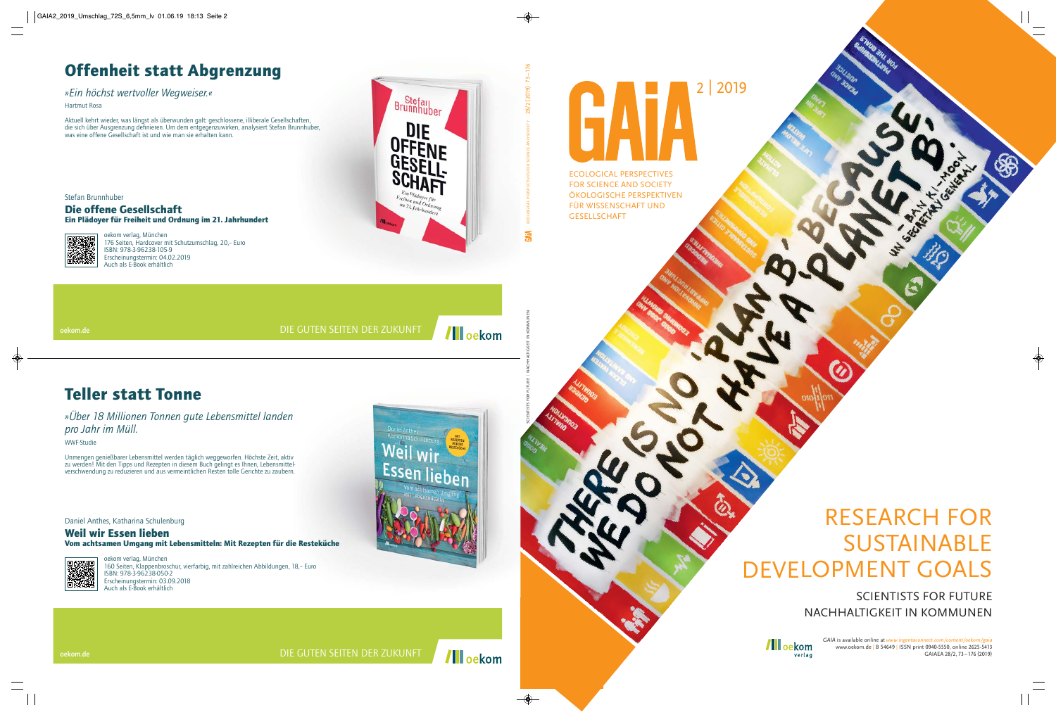# Offenheit statt Abgrenzung

*»Ein höchst wertvoller Wegweiser.«*

Hartmut Rosa

Aktuell kehrt wieder, was längst als überwunden galt: geschlossene, illiberale Gesellschaften, die sich über Ausgrenzung definieren. Um dem entgegenzuwirken, analysiert Stefan Brunnhuber, was eine offene Gesellschaft ist und wie man sie erhalten kann.

Stefan Brunnhuber

**Die offene Gesellschaft**
**Ein Plädoyer für Freiheit und Ordnung im 21. Jahrhundert**

oekom verlag, München
176 Seiten, Hardcover mit Schutzumschlag, 20,– Euro
ISBN: 978-3-96238-105-9
Erscheinungstermin: 04.02.2019
Auch als E-Book erhältlich

oekom.de

DIE GUTEN SEITEN DER ZUKUNFT

# Teller statt Tonne

*»Über 18 Millionen Tonnen gute Lebensmittel landen pro Jahr im Müll.*

WWF-Studie

Unmengen genießbarer Lebensmittel werden täglich weggeworfen. Höchste Zeit, aktiv zu werden! Mit den Tipps und Rezepten in diesem Buch gelingt es Ihnen, Lebensmittelverschwendung zu reduzieren und aus vermeintlichen Resten tolle Gerichte zu zaubern.

Daniel Anthes, Katharina Schulenburg

**Weil wir Essen lieben**
**Vom achtsamen Umgang mit Lebensmitteln: Mit Rezepten für die Resteküche**

oekom verlag, München
160 Seiten, Klappenbroschur, vierfarbig, mit zahlreichen Abbildungen, 18,– Euro
ISBN: 978-3-96238-050-2
Erscheinungstermin: 03.09.2018
Auch als E-Book erhältlich

oekom.de

DIE GUTEN SEITEN DER ZUKUNFT

# GAIA 2 | 2019

ECOLOGICAL PERSPECTIVES FOR SCIENCE AND SOCIETY
ÖKOLOGISCHE PERSPEKTIVEN FÜR WISSENSCHAFT UND GESELLSCHAFT

## RESEARCH FOR SUSTAINABLE DEVELOPMENT GOALS

SCIENTISTS FOR FUTURE
NACHHALTIGKEIT IN KOMMUNEN

*GAIA* is available online at *www.ingentaconnect.com/content/oekom/gaia*
www.oekom.de | B 54649 | ISSN print 0940-5550, online 2625-5413
GAIAEA 28/2, 73–176 (2019)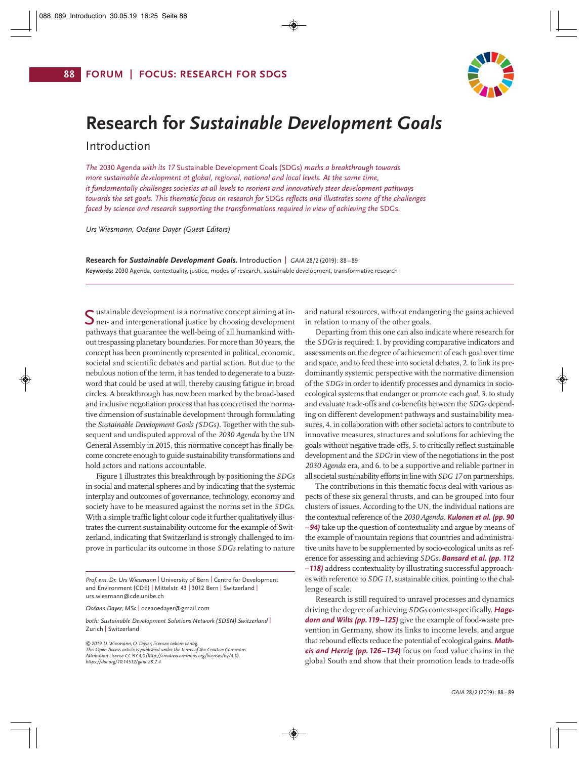# Research for *Sustainable Development Goals*

## Introduction

*The* 2030 Agenda *with its 17* Sustainable Development Goals (SDGs) *marks a breakthrough towards more sustainable development at global, regional, national and local levels. At the same time, it fundamentally challenges societies at all levels to reorient and innovatively steer development pathways towards the set goals. This thematic focus on research for* SDGs *reflects and illustrates some of the challenges faced by science and research supporting the transformations required in view of achieving the* SDGs.

*Urs Wiesmann, Océane Dayer (Guest Editors)*

**Research for *Sustainable Development Goals*.** Introduction | *GAIA* 28/2 (2019): 88–89

**Keywords:** 2030 Agenda, contextuality, justice, modes of research, sustainable development, transformative research

Sustainable development is a normative concept aiming at inner- and intergenerational justice by choosing development pathways that guarantee the well-being of all humankind without trespassing planetary boundaries. For more than 30 years, the concept has been prominently represented in political, economic, societal and scientific debates and partial action. But due to the nebulous notion of the term, it has tended to degenerate to a buzzword that could be used at will, thereby causing fatigue in broad circles. A breakthrough has now been marked by the broad-based and inclusive negotiation process that has concretised the normative dimension of sustainable development through formulating the *Sustainable Development Goals (SDGs)*. Together with the subsequent and undisputed approval of the *2030 Agenda* by the UN General Assembly in 2015, this normative concept has finally become concrete enough to guide sustainability transformations and hold actors and nations accountable.

Figure 1 illustrates this breakthrough by positioning the *SDGs* in social and material spheres and by indicating that the systemic interplay and outcomes of governance, technology, economy and society have to be measured against the norms set in the *SDGs*. With a simple traffic light colour code it further qualitatively illustrates the current sustainability outcome for the example of Switzerland, indicating that Switzerland is strongly challenged to improve in particular its outcome in those *SDGs* relating to nature and natural resources, without endangering the gains achieved in relation to many of the other goals.

Departing from this one can also indicate where research for the *SDGs* is required: 1. by providing comparative indicators and assessments on the degree of achievement of each goal over time and space, and to feed these into societal debates, 2. to link its predominantly systemic perspective with the normative dimension of the *SDGs* in order to identify processes and dynamics in socio-ecological systems that endanger or promote each *goal,* 3. to study and evaluate trade-offs and co-benefits between the *SDGs* depending on different development pathways and sustainability measures, 4. in collaboration with other societal actors to contribute to innovative measures, structures and solutions for achieving the goals without negative trade-offs, 5. to critically reflect sustainable development and the *SDGs* in view of the negotiations in the post *2030 Agenda* era, and 6. to be a supportive and reliable partner in all societal sustainability efforts in line with *SDG 17* on partnerships.

The contributions in this thematic focus deal with various aspects of these six general thrusts, and can be grouped into four clusters of issues. According to the UN, the individual nations are the contextual reference of the *2030 Agenda*. ***Kulonen et al. (pp. 90–94)*** take up the question of contextuality and argue by means of the example of mountain regions that countries and administrative units have to be supplemented by socio-ecological units as reference for assessing and achieving *SDGs*. ***Bansard et al. (pp. 112–118)*** address contextuality by illustrating successful approaches with reference to *SDG 11,* sustainable cities, pointing to the challenge of scale.

Research is still required to unravel processes and dynamics driving the degree of achieving *SDGs* context-specifically. ***Hagedorn and Wilts (pp. 119–125)*** give the example of food-waste prevention in Germany, show its links to income levels, and argue that rebound effects reduce the potential of ecological gains. ***Matheis and Herzig (pp. 126–134)*** focus on food value chains in the global South and show that their promotion leads to trade-offs

*Prof. em. Dr. Urs Wiesmann* | University of Bern | Centre for Development and Environment (CDE) | Mittelstr. 43 | 3012 Bern | Switzerland | urs.wiesmann@cde.unibe.ch

*Océane Dayer, MSc* | oceanedayer@gmail.com

*both: Sustainable Development Solutions Network (SDSN) Switzerland* | Zurich | Switzerland

*© 2019 U. Wiesmann, O. Dayer; licensee oekom verlag. This Open Access article is published under the terms of the Creative Commons Attribution License CC BY 4.0 (http://creativecommons.org/licenses/by/4.0). https://doi.org/10.14512/gaia.28.2.4*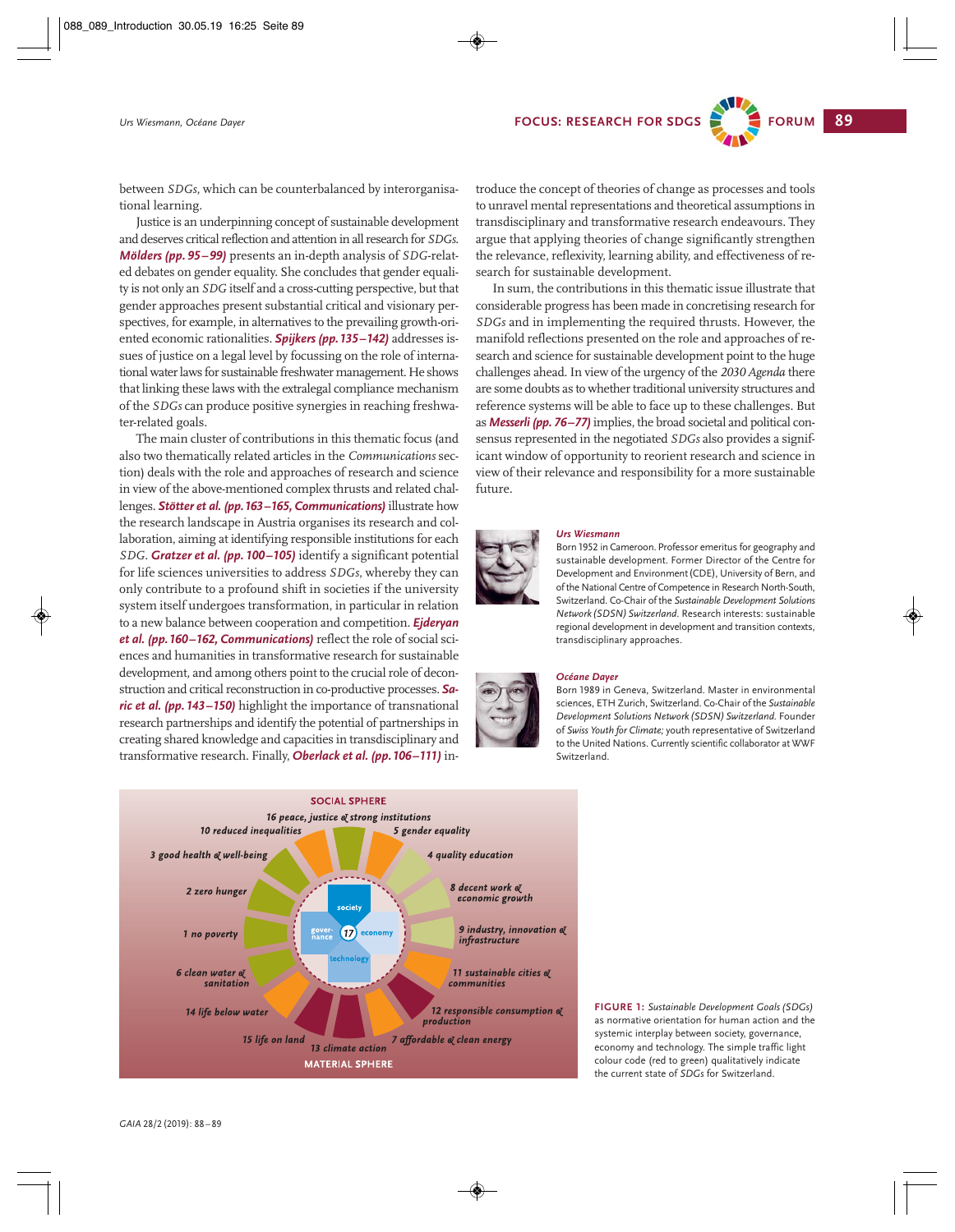between *SDGs*, which can be counterbalanced by interorganisational learning.

Justice is an underpinning concept of sustainable development and deserves critical reflection and attention in all research for *SDGs*. ***Mölders (pp. 95–99)*** presents an in-depth analysis of *SDG*-related debates on gender equality. She concludes that gender equality is not only an *SDG* itself and a cross-cutting perspective, but that gender approaches present substantial critical and visionary perspectives, for example, in alternatives to the prevailing growth-oriented economic rationalities. ***Spijkers (pp. 135–142)*** addresses issues of justice on a legal level by focussing on the role of international water laws for sustainable freshwater management. He shows that linking these laws with the extralegal compliance mechanism of the *SDGs* can produce positive synergies in reaching freshwater-related goals.

The main cluster of contributions in this thematic focus (and also two thematically related articles in the *Communications* section) deals with the role and approaches of research and science in view of the above-mentioned complex thrusts and related challenges. ***Stötter et al. (pp. 163–165, Communications)*** illustrate how the research landscape in Austria organises its research and collaboration, aiming at identifying responsible institutions for each *SDG*. ***Gratzer et al. (pp. 100–105)*** identify a significant potential for life sciences universities to address *SDGs*, whereby they can only contribute to a profound shift in societies if the university system itself undergoes transformation, in particular in relation to a new balance between cooperation and competition. ***Ejderyan et al. (pp. 160–162, Communications)*** reflect the role of social sciences and humanities in transformative research for sustainable development, and among others point to the crucial role of deconstruction and critical reconstruction in co-productive processes. ***Saric et al. (pp. 143–150)*** highlight the importance of transnational research partnerships and identify the potential of partnerships in creating shared knowledge and capacities in transdisciplinary and transformative research. Finally, ***Oberlack et al. (pp. 106–111)*** introduce the concept of theories of change as processes and tools to unravel mental representations and theoretical assumptions in transdisciplinary and transformative research endeavours. They argue that applying theories of change significantly strengthen the relevance, reflexivity, learning ability, and effectiveness of research for sustainable development.

In sum, the contributions in this thematic issue illustrate that considerable progress has been made in concretising research for *SDGs* and in implementing the required thrusts. However, the manifold reflections presented on the role and approaches of research and science for sustainable development point to the huge challenges ahead. In view of the urgency of the *2030 Agenda* there are some doubts as to whether traditional university structures and reference systems will be able to face up to these challenges. But as ***Messerli (pp. 76–77)*** implies, the broad societal and political consensus represented in the negotiated *SDGs* also provides a significant window of opportunity to reorient research and science in view of their relevance and responsibility for a more sustainable future.

***Urs Wiesmann***
Born 1952 in Cameroon. Professor emeritus for geography and sustainable development. Former Director of the Centre for Development and Environment (CDE), University of Bern, and of the National Centre of Competence in Research North-South, Switzerland. Co-Chair of the *Sustainable Development Solutions Network (SDSN) Switzerland*. Research interests: sustainable regional development in development and transition contexts, transdisciplinary approaches.

***Océane Dayer***
Born 1989 in Geneva, Switzerland. Master in environmental sciences, ETH Zurich, Switzerland. Co-Chair of the *Sustainable Development Solutions Network (SDSN) Switzerland*. Founder of *Swiss Youth for Climate;* youth representative of Switzerland to the United Nations. Currently scientific collaborator at WWF Switzerland.

SOCIAL SPHERE
16 peace, justice & strong institutions
10 reduced inequalities
5 gender equality
3 good health & well-being
4 quality education
2 zero hunger
8 decent work & economic growth
1 no poverty
9 industry, innovation & infrastructure
6 clean water & sanitation
11 sustainable cities & communities
14 life below water
12 responsible consumption & production
15 life on land
13 climate action
7 affordable & clean energy
MATERIAL SPHERE
society
governance
17
economy
technology

**FIGURE 1:** *Sustainable Development Goals (SDGs)* as normative orientation for human action and the systemic interplay between society, governance, economy and technology. The simple traffic light colour code (red to green) qualitatively indicate the current state of *SDGs* for Switzerland.